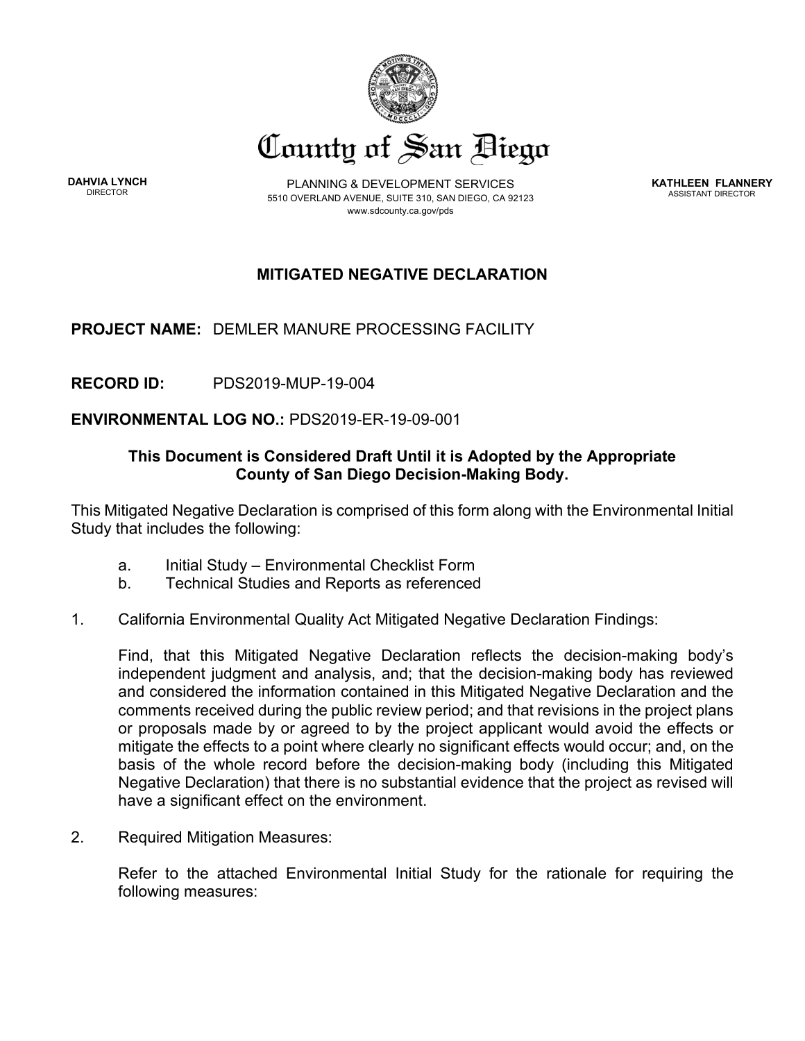# County of San Diego

**DAHVIA LYNCH**
DIRECTOR

PLANNING & DEVELOPMENT SERVICES
5510 OVERLAND AVENUE, SUITE 310, SAN DIEGO, CA 92123
www.sdcounty.ca.gov/pds

**KATHLEEN FLANNERY**
ASSISTANT DIRECTOR

## MITIGATED NEGATIVE DECLARATION

**PROJECT NAME:** DEMLER MANURE PROCESSING FACILITY

**RECORD ID:** PDS2019-MUP-19-004

**ENVIRONMENTAL LOG NO.:** PDS2019-ER-19-09-001

**This Document is Considered Draft Until it is Adopted by the Appropriate County of San Diego Decision-Making Body.**

This Mitigated Negative Declaration is comprised of this form along with the Environmental Initial Study that includes the following:

a. Initial Study – Environmental Checklist Form
b. Technical Studies and Reports as referenced

1. California Environmental Quality Act Mitigated Negative Declaration Findings:

   Find, that this Mitigated Negative Declaration reflects the decision-making body's independent judgment and analysis, and; that the decision-making body has reviewed and considered the information contained in this Mitigated Negative Declaration and the comments received during the public review period; and that revisions in the project plans or proposals made by or agreed to by the project applicant would avoid the effects or mitigate the effects to a point where clearly no significant effects would occur; and, on the basis of the whole record before the decision-making body (including this Mitigated Negative Declaration) that there is no substantial evidence that the project as revised will have a significant effect on the environment.

2. Required Mitigation Measures:

   Refer to the attached Environmental Initial Study for the rationale for requiring the following measures: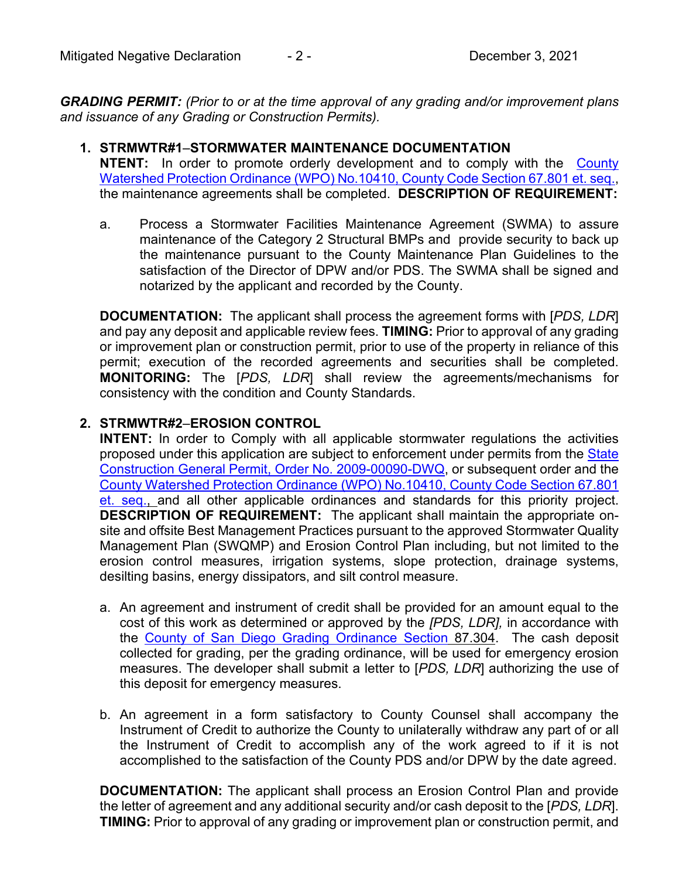***GRADING PERMIT:*** *(Prior to or at the time approval of any grading and/or improvement plans and issuance of any Grading or Construction Permits).*

1. **STRMWTR#1–STORMWATER MAINTENANCE DOCUMENTATION**
**NTENT:** In order to promote orderly development and to comply with the County Watershed Protection Ordinance (WPO) No.10410, County Code Section 67.801 et. seq., the maintenance agreements shall be completed. **DESCRIPTION OF REQUIREMENT:**

    a. Process a Stormwater Facilities Maintenance Agreement (SWMA) to assure maintenance of the Category 2 Structural BMPs and provide security to back up the maintenance pursuant to the County Maintenance Plan Guidelines to the satisfaction of the Director of DPW and/or PDS. The SWMA shall be signed and notarized by the applicant and recorded by the County.

    **DOCUMENTATION:** The applicant shall process the agreement forms with [*PDS, LDR*] and pay any deposit and applicable review fees. **TIMING:** Prior to approval of any grading or improvement plan or construction permit, prior to use of the property in reliance of this permit; execution of the recorded agreements and securities shall be completed. **MONITORING:** The [*PDS, LDR*] shall review the agreements/mechanisms for consistency with the condition and County Standards.

2. **STRMWTR#2–EROSION CONTROL**
**INTENT:** In order to Comply with all applicable stormwater regulations the activities proposed under this application are subject to enforcement under permits from the State Construction General Permit, Order No. 2009-00090-DWQ, or subsequent order and the County Watershed Protection Ordinance (WPO) No.10410, County Code Section 67.801 et. seq., and all other applicable ordinances and standards for this priority project. **DESCRIPTION OF REQUIREMENT:** The applicant shall maintain the appropriate on-site and offsite Best Management Practices pursuant to the approved Stormwater Quality Management Plan (SWQMP) and Erosion Control Plan including, but not limited to the erosion control measures, irrigation systems, slope protection, drainage systems, desilting basins, energy dissipators, and silt control measure.

    a. An agreement and instrument of credit shall be provided for an amount equal to the cost of this work as determined or approved by the *[PDS, LDR],* in accordance with the County of San Diego Grading Ordinance Section 87.304. The cash deposit collected for grading, per the grading ordinance, will be used for emergency erosion measures. The developer shall submit a letter to [*PDS, LDR*] authorizing the use of this deposit for emergency measures.

    b. An agreement in a form satisfactory to County Counsel shall accompany the Instrument of Credit to authorize the County to unilaterally withdraw any part of or all the Instrument of Credit to accomplish any of the work agreed to if it is not accomplished to the satisfaction of the County PDS and/or DPW by the date agreed.

    **DOCUMENTATION:** The applicant shall process an Erosion Control Plan and provide the letter of agreement and any additional security and/or cash deposit to the [*PDS, LDR*]. **TIMING:** Prior to approval of any grading or improvement plan or construction permit, and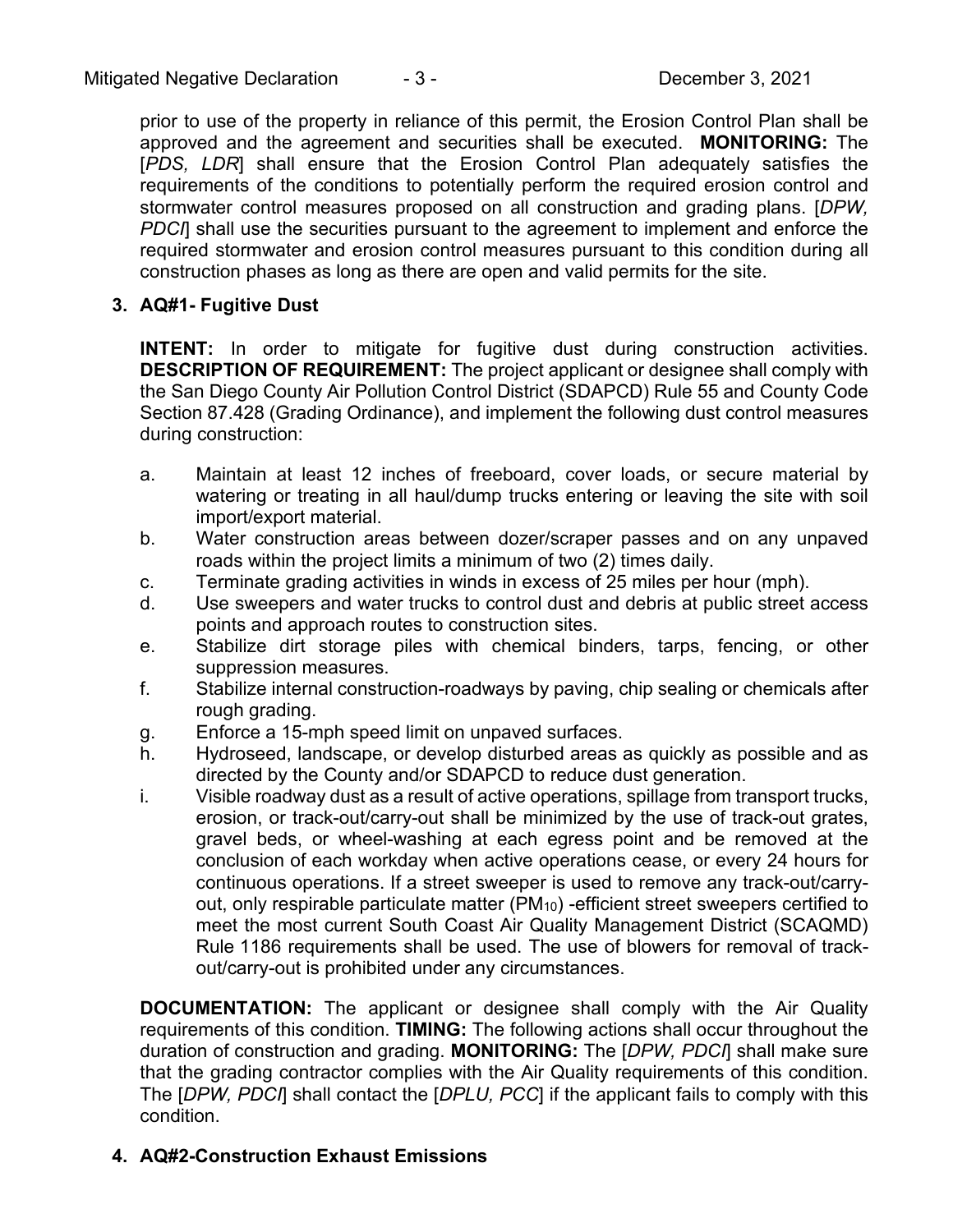prior to use of the property in reliance of this permit, the Erosion Control Plan shall be approved and the agreement and securities shall be executed. **MONITORING:** The [*PDS, LDR*] shall ensure that the Erosion Control Plan adequately satisfies the requirements of the conditions to potentially perform the required erosion control and stormwater control measures proposed on all construction and grading plans. [*DPW, PDCI*] shall use the securities pursuant to the agreement to implement and enforce the required stormwater and erosion control measures pursuant to this condition during all construction phases as long as there are open and valid permits for the site.

**3. AQ#1- Fugitive Dust**

**INTENT:** In order to mitigate for fugitive dust during construction activities. **DESCRIPTION OF REQUIREMENT:** The project applicant or designee shall comply with the San Diego County Air Pollution Control District (SDAPCD) Rule 55 and County Code Section 87.428 (Grading Ordinance), and implement the following dust control measures during construction:

a. Maintain at least 12 inches of freeboard, cover loads, or secure material by watering or treating in all haul/dump trucks entering or leaving the site with soil import/export material.
b. Water construction areas between dozer/scraper passes and on any unpaved roads within the project limits a minimum of two (2) times daily.
c. Terminate grading activities in winds in excess of 25 miles per hour (mph).
d. Use sweepers and water trucks to control dust and debris at public street access points and approach routes to construction sites.
e. Stabilize dirt storage piles with chemical binders, tarps, fencing, or other suppression measures.
f. Stabilize internal construction-roadways by paving, chip sealing or chemicals after rough grading.
g. Enforce a 15-mph speed limit on unpaved surfaces.
h. Hydroseed, landscape, or develop disturbed areas as quickly as possible and as directed by the County and/or SDAPCD to reduce dust generation.
i. Visible roadway dust as a result of active operations, spillage from transport trucks, erosion, or track-out/carry-out shall be minimized by the use of track-out grates, gravel beds, or wheel-washing at each egress point and be removed at the conclusion of each workday when active operations cease, or every 24 hours for continuous operations. If a street sweeper is used to remove any track-out/carry-out, only respirable particulate matter ($PM_{10}$) -efficient street sweepers certified to meet the most current South Coast Air Quality Management District (SCAQMD) Rule 1186 requirements shall be used. The use of blowers for removal of track-out/carry-out is prohibited under any circumstances.

**DOCUMENTATION:** The applicant or designee shall comply with the Air Quality requirements of this condition. **TIMING:** The following actions shall occur throughout the duration of construction and grading. **MONITORING:** The [*DPW, PDCI*] shall make sure that the grading contractor complies with the Air Quality requirements of this condition. The [*DPW, PDCI*] shall contact the [*DPLU, PCC*] if the applicant fails to comply with this condition.

**4. AQ#2-Construction Exhaust Emissions**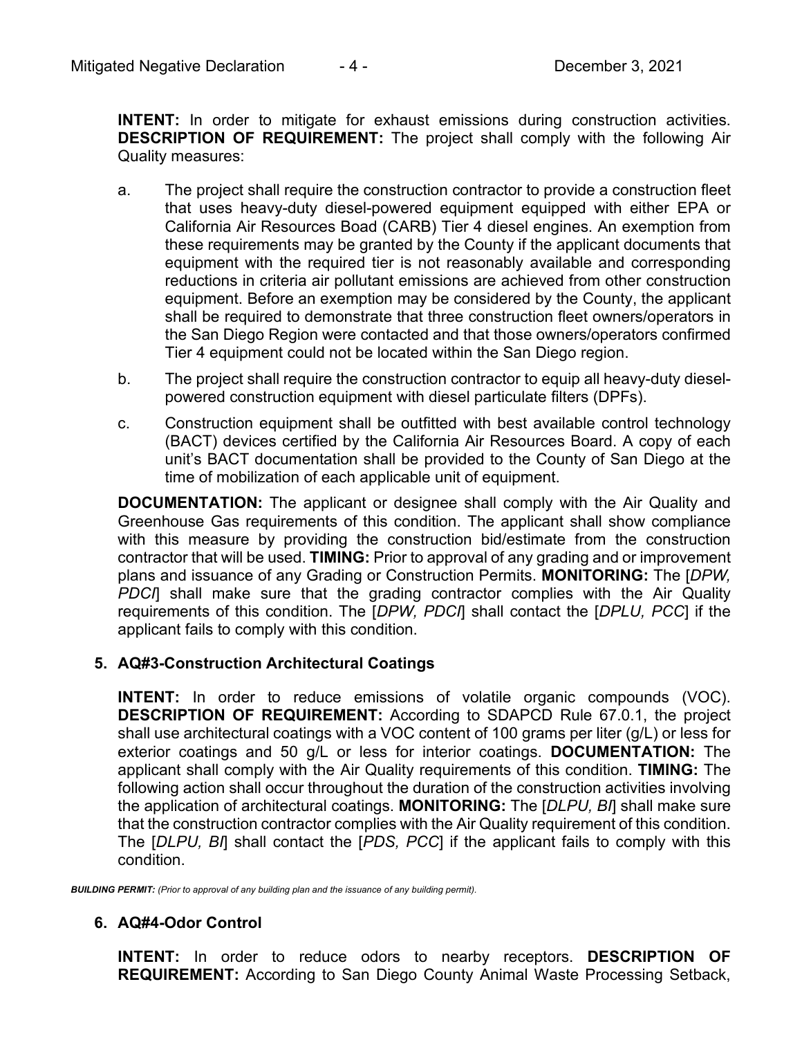**INTENT:** In order to mitigate for exhaust emissions during construction activities. **DESCRIPTION OF REQUIREMENT:** The project shall comply with the following Air Quality measures:

a. The project shall require the construction contractor to provide a construction fleet that uses heavy-duty diesel-powered equipment equipped with either EPA or California Air Resources Boad (CARB) Tier 4 diesel engines. An exemption from these requirements may be granted by the County if the applicant documents that equipment with the required tier is not reasonably available and corresponding reductions in criteria air pollutant emissions are achieved from other construction equipment. Before an exemption may be considered by the County, the applicant shall be required to demonstrate that three construction fleet owners/operators in the San Diego Region were contacted and that those owners/operators confirmed Tier 4 equipment could not be located within the San Diego region.

b. The project shall require the construction contractor to equip all heavy-duty diesel-powered construction equipment with diesel particulate filters (DPFs).

c. Construction equipment shall be outfitted with best available control technology (BACT) devices certified by the California Air Resources Board. A copy of each unit's BACT documentation shall be provided to the County of San Diego at the time of mobilization of each applicable unit of equipment.

**DOCUMENTATION:** The applicant or designee shall comply with the Air Quality and Greenhouse Gas requirements of this condition. The applicant shall show compliance with this measure by providing the construction bid/estimate from the construction contractor that will be used. **TIMING:** Prior to approval of any grading and or improvement plans and issuance of any Grading or Construction Permits. **MONITORING:** The [*DPW, PDCI*] shall make sure that the grading contractor complies with the Air Quality requirements of this condition. The [*DPW, PDCI*] shall contact the [*DPLU, PCC*] if the applicant fails to comply with this condition.

### 5. AQ#3-Construction Architectural Coatings

**INTENT:** In order to reduce emissions of volatile organic compounds (VOC). **DESCRIPTION OF REQUIREMENT:** According to SDAPCD Rule 67.0.1, the project shall use architectural coatings with a VOC content of 100 grams per liter (g/L) or less for exterior coatings and 50 g/L or less for interior coatings. **DOCUMENTATION:** The applicant shall comply with the Air Quality requirements of this condition. **TIMING:** The following action shall occur throughout the duration of the construction activities involving the application of architectural coatings. **MONITORING:** The [*DLPU, BI*] shall make sure that the construction contractor complies with the Air Quality requirement of this condition. The [*DLPU, BI*] shall contact the [*PDS, PCC*] if the applicant fails to comply with this condition.

***BUILDING PERMIT:*** *(Prior to approval of any building plan and the issuance of any building permit).*

### 6. AQ#4-Odor Control

**INTENT:** In order to reduce odors to nearby receptors. **DESCRIPTION OF REQUIREMENT:** According to San Diego County Animal Waste Processing Setback,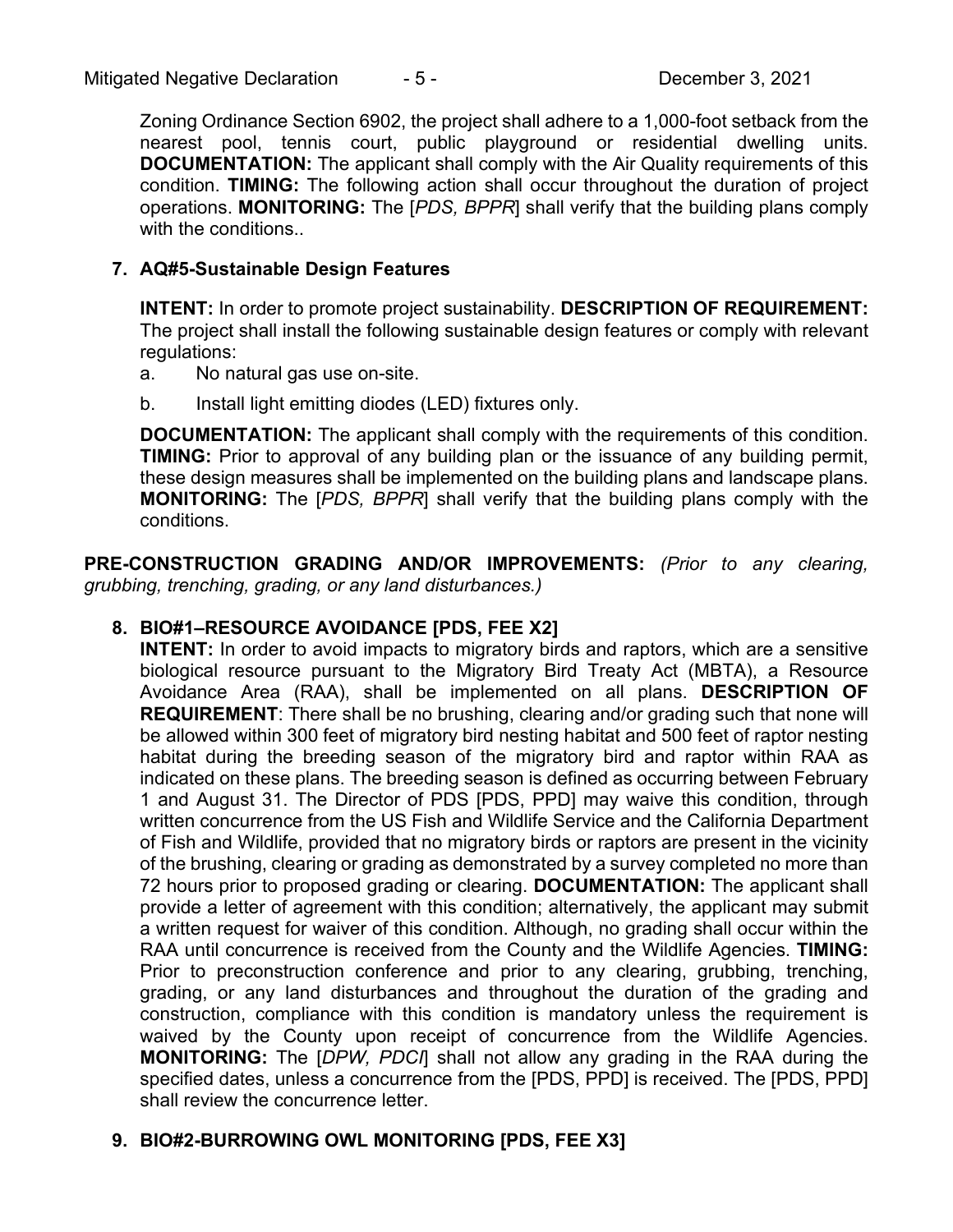Zoning Ordinance Section 6902, the project shall adhere to a 1,000-foot setback from the nearest pool, tennis court, public playground or residential dwelling units. **DOCUMENTATION:** The applicant shall comply with the Air Quality requirements of this condition. **TIMING:** The following action shall occur throughout the duration of project operations. **MONITORING:** The [*PDS, BPPR*] shall verify that the building plans comply with the conditions..

**7. AQ#5-Sustainable Design Features**

**INTENT:** In order to promote project sustainability. **DESCRIPTION OF REQUIREMENT:** The project shall install the following sustainable design features or comply with relevant regulations:

a. No natural gas use on-site.

b. Install light emitting diodes (LED) fixtures only.

**DOCUMENTATION:** The applicant shall comply with the requirements of this condition. **TIMING:** Prior to approval of any building plan or the issuance of any building permit, these design measures shall be implemented on the building plans and landscape plans. **MONITORING:** The [*PDS, BPPR*] shall verify that the building plans comply with the conditions.

**PRE-CONSTRUCTION GRADING AND/OR IMPROVEMENTS:** *(Prior to any clearing, grubbing, trenching, grading, or any land disturbances.)*

**8. BIO#1–RESOURCE AVOIDANCE [PDS, FEE X2]**

**INTENT:** In order to avoid impacts to migratory birds and raptors, which are a sensitive biological resource pursuant to the Migratory Bird Treaty Act (MBTA), a Resource Avoidance Area (RAA), shall be implemented on all plans. **DESCRIPTION OF REQUIREMENT**: There shall be no brushing, clearing and/or grading such that none will be allowed within 300 feet of migratory bird nesting habitat and 500 feet of raptor nesting habitat during the breeding season of the migratory bird and raptor within RAA as indicated on these plans. The breeding season is defined as occurring between February 1 and August 31. The Director of PDS [PDS, PPD] may waive this condition, through written concurrence from the US Fish and Wildlife Service and the California Department of Fish and Wildlife, provided that no migratory birds or raptors are present in the vicinity of the brushing, clearing or grading as demonstrated by a survey completed no more than 72 hours prior to proposed grading or clearing. **DOCUMENTATION:** The applicant shall provide a letter of agreement with this condition; alternatively, the applicant may submit a written request for waiver of this condition. Although, no grading shall occur within the RAA until concurrence is received from the County and the Wildlife Agencies. **TIMING:** Prior to preconstruction conference and prior to any clearing, grubbing, trenching, grading, or any land disturbances and throughout the duration of the grading and construction, compliance with this condition is mandatory unless the requirement is waived by the County upon receipt of concurrence from the Wildlife Agencies. **MONITORING:** The [*DPW, PDCI*] shall not allow any grading in the RAA during the specified dates, unless a concurrence from the [PDS, PPD] is received. The [PDS, PPD] shall review the concurrence letter.

**9. BIO#2-BURROWING OWL MONITORING [PDS, FEE X3]**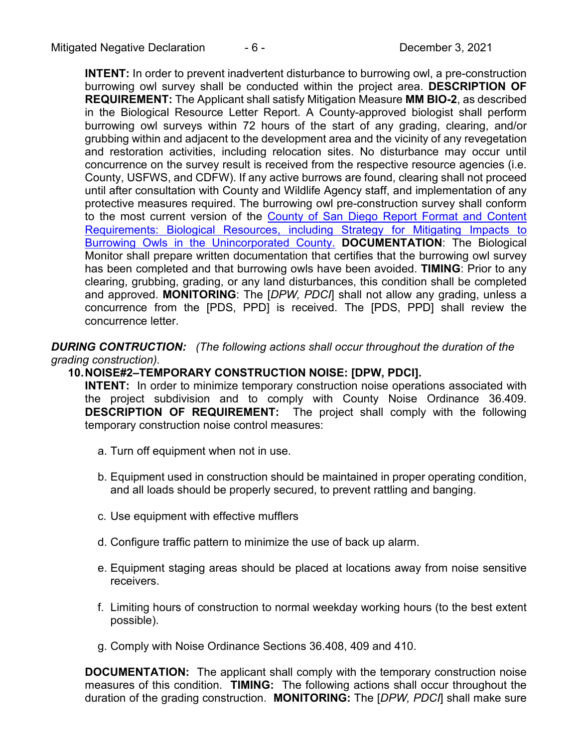**INTENT:** In order to prevent inadvertent disturbance to burrowing owl, a pre-construction burrowing owl survey shall be conducted within the project area. **DESCRIPTION OF REQUIREMENT:** The Applicant shall satisfy Mitigation Measure **MM BIO-2**, as described in the Biological Resource Letter Report. A County-approved biologist shall perform burrowing owl surveys within 72 hours of the start of any grading, clearing, and/or grubbing within and adjacent to the development area and the vicinity of any revegetation and restoration activities, including relocation sites. No disturbance may occur until concurrence on the survey result is received from the respective resource agencies (i.e. County, USFWS, and CDFW). If any active burrows are found, clearing shall not proceed until after consultation with County and Wildlife Agency staff, and implementation of any protective measures required. The burrowing owl pre-construction survey shall conform to the most current version of the County of San Diego Report Format and Content Requirements: Biological Resources, including Strategy for Mitigating Impacts to Burrowing Owls in the Unincorporated County. **DOCUMENTATION**: The Biological Monitor shall prepare written documentation that certifies that the burrowing owl survey has been completed and that burrowing owls have been avoided. **TIMING**: Prior to any clearing, grubbing, grading, or any land disturbances, this condition shall be completed and approved. **MONITORING**: The [*DPW, PDCI*] shall not allow any grading, unless a concurrence from the [PDS, PPD] is received. The [PDS, PPD] shall review the concurrence letter.

***DURING CONTRUCTION:*** *(The following actions shall occur throughout the duration of the grading construction).*

**10. NOISE#2–TEMPORARY CONSTRUCTION NOISE: [DPW, PDCI].**

**INTENT:** In order to minimize temporary construction noise operations associated with the project subdivision and to comply with County Noise Ordinance 36.409. **DESCRIPTION OF REQUIREMENT:** The project shall comply with the following temporary construction noise control measures:

a. Turn off equipment when not in use.

b. Equipment used in construction should be maintained in proper operating condition, and all loads should be properly secured, to prevent rattling and banging.

c. Use equipment with effective mufflers

d. Configure traffic pattern to minimize the use of back up alarm.

e. Equipment staging areas should be placed at locations away from noise sensitive receivers.

f. Limiting hours of construction to normal weekday working hours (to the best extent possible).

g. Comply with Noise Ordinance Sections 36.408, 409 and 410.

**DOCUMENTATION:** The applicant shall comply with the temporary construction noise measures of this condition. **TIMING:** The following actions shall occur throughout the duration of the grading construction. **MONITORING:** The [*DPW, PDCI*] shall make sure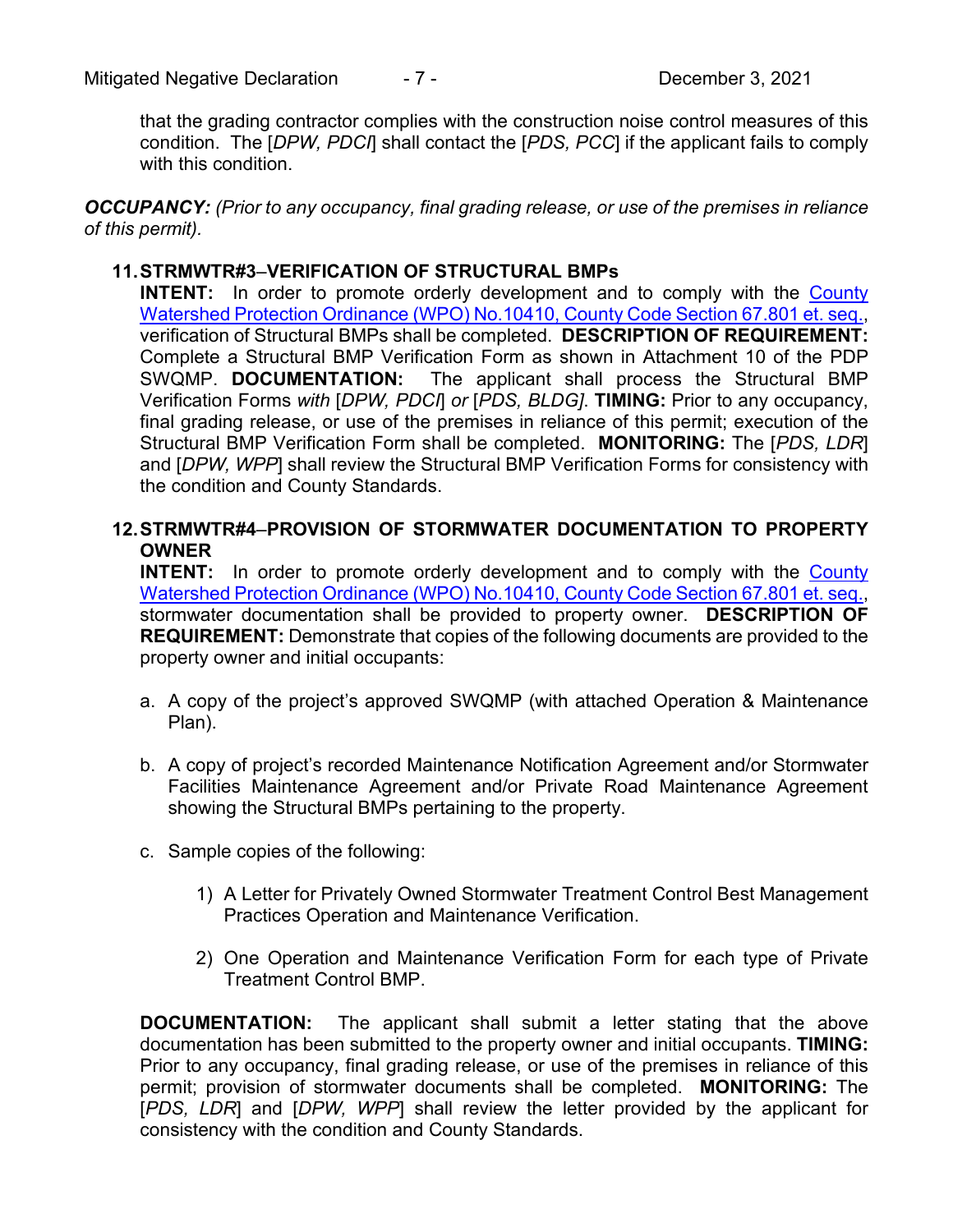that the grading contractor complies with the construction noise control measures of this condition. The [*DPW, PDCI*] shall contact the [*PDS, PCC*] if the applicant fails to comply with this condition.

***OCCUPANCY:*** *(Prior to any occupancy, final grading release, or use of the premises in reliance of this permit).*

**11. STRMWTR#3–VERIFICATION OF STRUCTURAL BMPs**

**INTENT:** In order to promote orderly development and to comply with the County Watershed Protection Ordinance (WPO) No.10410, County Code Section 67.801 et. seq., verification of Structural BMPs shall be completed. **DESCRIPTION OF REQUIREMENT:** Complete a Structural BMP Verification Form as shown in Attachment 10 of the PDP SWQMP. **DOCUMENTATION:** The applicant shall process the Structural BMP Verification Forms *with* [*DPW, PDCI*] *or* [*PDS, BLDG]*. **TIMING:** Prior to any occupancy, final grading release, or use of the premises in reliance of this permit; execution of the Structural BMP Verification Form shall be completed. **MONITORING:** The [*PDS, LDR*] and [*DPW, WPP*] shall review the Structural BMP Verification Forms for consistency with the condition and County Standards.

**12. STRMWTR#4–PROVISION OF STORMWATER DOCUMENTATION TO PROPERTY OWNER**

**INTENT:** In order to promote orderly development and to comply with the County Watershed Protection Ordinance (WPO) No.10410, County Code Section 67.801 et. seq., stormwater documentation shall be provided to property owner. **DESCRIPTION OF REQUIREMENT:** Demonstrate that copies of the following documents are provided to the property owner and initial occupants:

a. A copy of the project's approved SWQMP (with attached Operation & Maintenance Plan).

b. A copy of project's recorded Maintenance Notification Agreement and/or Stormwater Facilities Maintenance Agreement and/or Private Road Maintenance Agreement showing the Structural BMPs pertaining to the property.

c. Sample copies of the following:

   1) A Letter for Privately Owned Stormwater Treatment Control Best Management Practices Operation and Maintenance Verification.

   2) One Operation and Maintenance Verification Form for each type of Private Treatment Control BMP.

**DOCUMENTATION:** The applicant shall submit a letter stating that the above documentation has been submitted to the property owner and initial occupants. **TIMING:** Prior to any occupancy, final grading release, or use of the premises in reliance of this permit; provision of stormwater documents shall be completed. **MONITORING:** The [*PDS, LDR*] and [*DPW, WPP*] shall review the letter provided by the applicant for consistency with the condition and County Standards.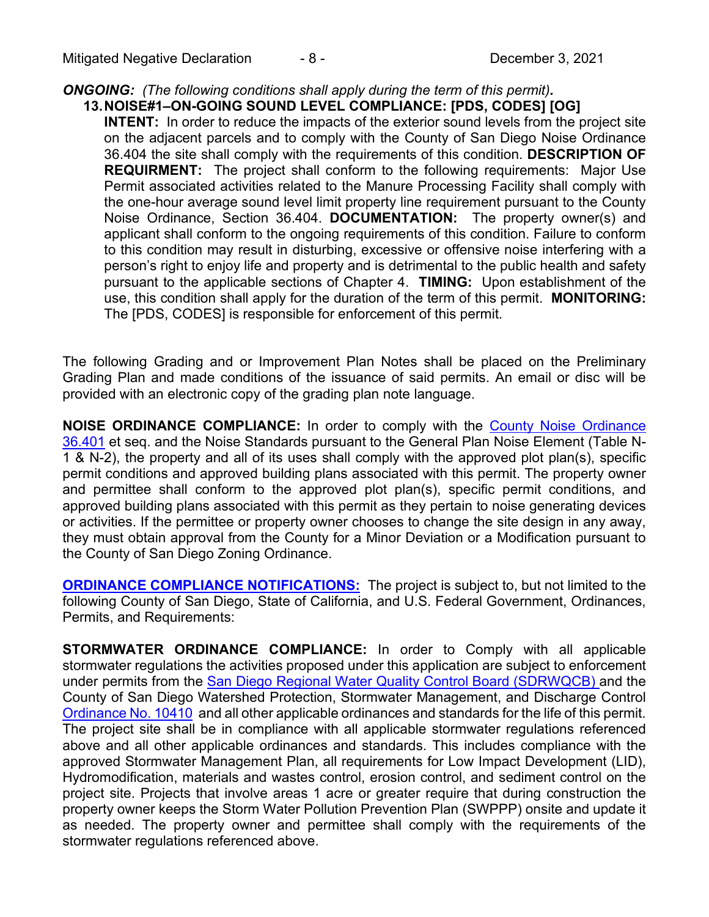***ONGOING:*** *(The following conditions shall apply during the term of this permit).*

**13. NOISE#1–ON-GOING SOUND LEVEL COMPLIANCE: [PDS, CODES] [OG]**

**INTENT:** In order to reduce the impacts of the exterior sound levels from the project site on the adjacent parcels and to comply with the County of San Diego Noise Ordinance 36.404 the site shall comply with the requirements of this condition. **DESCRIPTION OF REQUIRMENT:** The project shall conform to the following requirements: Major Use Permit associated activities related to the Manure Processing Facility shall comply with the one-hour average sound level limit property line requirement pursuant to the County Noise Ordinance, Section 36.404. **DOCUMENTATION:** The property owner(s) and applicant shall conform to the ongoing requirements of this condition. Failure to conform to this condition may result in disturbing, excessive or offensive noise interfering with a person's right to enjoy life and property and is detrimental to the public health and safety pursuant to the applicable sections of Chapter 4. **TIMING:** Upon establishment of the use, this condition shall apply for the duration of the term of this permit. **MONITORING:** The [PDS, CODES] is responsible for enforcement of this permit.

The following Grading and or Improvement Plan Notes shall be placed on the Preliminary Grading Plan and made conditions of the issuance of said permits. An email or disc will be provided with an electronic copy of the grading plan note language.

**NOISE ORDINANCE COMPLIANCE:** In order to comply with the County Noise Ordinance 36.401 et seq. and the Noise Standards pursuant to the General Plan Noise Element (Table N-1 & N-2), the property and all of its uses shall comply with the approved plot plan(s), specific permit conditions and approved building plans associated with this permit. The property owner and permittee shall conform to the approved plot plan(s), specific permit conditions, and approved building plans associated with this permit as they pertain to noise generating devices or activities. If the permittee or property owner chooses to change the site design in any away, they must obtain approval from the County for a Minor Deviation or a Modification pursuant to the County of San Diego Zoning Ordinance.

**ORDINANCE COMPLIANCE NOTIFICATIONS:** The project is subject to, but not limited to the following County of San Diego, State of California, and U.S. Federal Government, Ordinances, Permits, and Requirements:

**STORMWATER ORDINANCE COMPLIANCE:** In order to Comply with all applicable stormwater regulations the activities proposed under this application are subject to enforcement under permits from the San Diego Regional Water Quality Control Board (SDRWQCB) and the County of San Diego Watershed Protection, Stormwater Management, and Discharge Control Ordinance No. 10410 and all other applicable ordinances and standards for the life of this permit. The project site shall be in compliance with all applicable stormwater regulations referenced above and all other applicable ordinances and standards. This includes compliance with the approved Stormwater Management Plan, all requirements for Low Impact Development (LID), Hydromodification, materials and wastes control, erosion control, and sediment control on the project site. Projects that involve areas 1 acre or greater require that during construction the property owner keeps the Storm Water Pollution Prevention Plan (SWPPP) onsite and update it as needed. The property owner and permittee shall comply with the requirements of the stormwater regulations referenced above.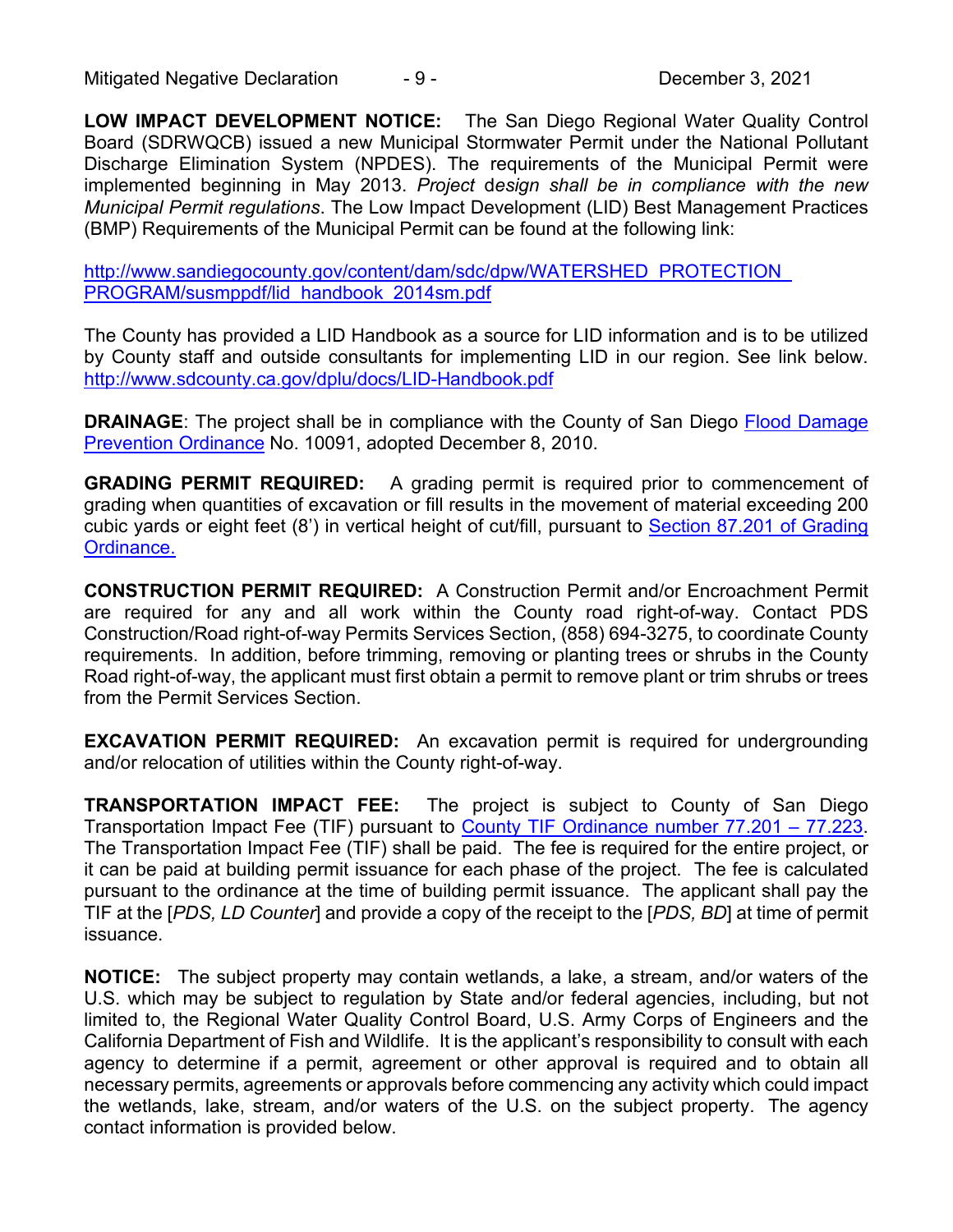**LOW IMPACT DEVELOPMENT NOTICE:** The San Diego Regional Water Quality Control Board (SDRWQCB) issued a new Municipal Stormwater Permit under the National Pollutant Discharge Elimination System (NPDES). The requirements of the Municipal Permit were implemented beginning in May 2013. *Project design shall be in compliance with the new Municipal Permit regulations*. The Low Impact Development (LID) Best Management Practices (BMP) Requirements of the Municipal Permit can be found at the following link:

[http://www.sandiegocounty.gov/content/dam/sdc/dpw/WATERSHED_PROTECTION_PROGRAM/susmppdf/lid_handbook_2014sm.pdf](http://www.sandiegocounty.gov/content/dam/sdc/dpw/WATERSHED_PROTECTION_PROGRAM/susmppdf/lid_handbook_2014sm.pdf)

The County has provided a LID Handbook as a source for LID information and is to be utilized by County staff and outside consultants for implementing LID in our region. See link below. [http://www.sdcounty.ca.gov/dplu/docs/LID-Handbook.pdf](http://www.sdcounty.ca.gov/dplu/docs/LID-Handbook.pdf)

**DRAINAGE**: The project shall be in compliance with the County of San Diego Flood Damage Prevention Ordinance No. 10091, adopted December 8, 2010.

**GRADING PERMIT REQUIRED:** A grading permit is required prior to commencement of grading when quantities of excavation or fill results in the movement of material exceeding 200 cubic yards or eight feet (8') in vertical height of cut/fill, pursuant to Section 87.201 of Grading Ordinance.

**CONSTRUCTION PERMIT REQUIRED:** A Construction Permit and/or Encroachment Permit are required for any and all work within the County road right-of-way. Contact PDS Construction/Road right-of-way Permits Services Section, (858) 694-3275, to coordinate County requirements. In addition, before trimming, removing or planting trees or shrubs in the County Road right-of-way, the applicant must first obtain a permit to remove plant or trim shrubs or trees from the Permit Services Section.

**EXCAVATION PERMIT REQUIRED:** An excavation permit is required for undergrounding and/or relocation of utilities within the County right-of-way.

**TRANSPORTATION IMPACT FEE:** The project is subject to County of San Diego Transportation Impact Fee (TIF) pursuant to County TIF Ordinance number 77.201 – 77.223. The Transportation Impact Fee (TIF) shall be paid. The fee is required for the entire project, or it can be paid at building permit issuance for each phase of the project. The fee is calculated pursuant to the ordinance at the time of building permit issuance. The applicant shall pay the TIF at the [*PDS, LD Counter*] and provide a copy of the receipt to the [*PDS, BD*] at time of permit issuance.

**NOTICE:** The subject property may contain wetlands, a lake, a stream, and/or waters of the U.S. which may be subject to regulation by State and/or federal agencies, including, but not limited to, the Regional Water Quality Control Board, U.S. Army Corps of Engineers and the California Department of Fish and Wildlife. It is the applicant's responsibility to consult with each agency to determine if a permit, agreement or other approval is required and to obtain all necessary permits, agreements or approvals before commencing any activity which could impact the wetlands, lake, stream, and/or waters of the U.S. on the subject property. The agency contact information is provided below.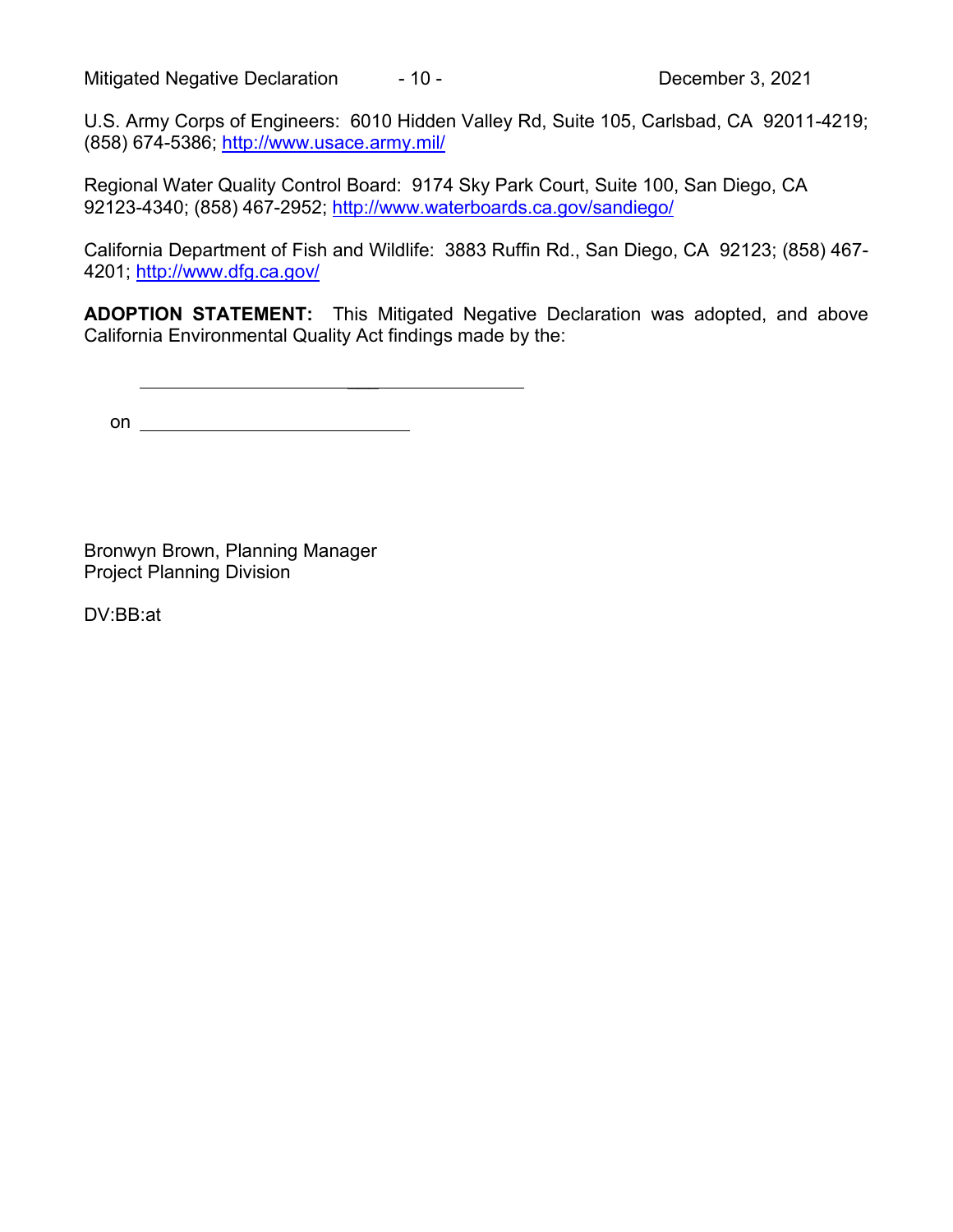U.S. Army Corps of Engineers: 6010 Hidden Valley Rd, Suite 105, Carlsbad, CA 92011-4219; (858) 674-5386; http://www.usace.army.mil/

Regional Water Quality Control Board: 9174 Sky Park Court, Suite 100, San Diego, CA 92123-4340; (858) 467-2952; http://www.waterboards.ca.gov/sandiego/

California Department of Fish and Wildlife: 3883 Ruffin Rd., San Diego, CA 92123; (858) 467-4201; http://www.dfg.ca.gov/

**ADOPTION STATEMENT:** This Mitigated Negative Declaration was adopted, and above California Environmental Quality Act findings made by the:

\_\_\_\_\_\_\_\_\_\_\_\_\_\_\_\_\_\_\_\_\_\_\_\_\_\_\_\_\_\_\_\_\_\_\_\_

on \_\_\_\_\_\_\_\_\_\_\_\_\_\_\_\_\_\_\_\_\_\_\_\_\_\_

Bronwyn Brown, Planning Manager
Project Planning Division

DV:BB:at